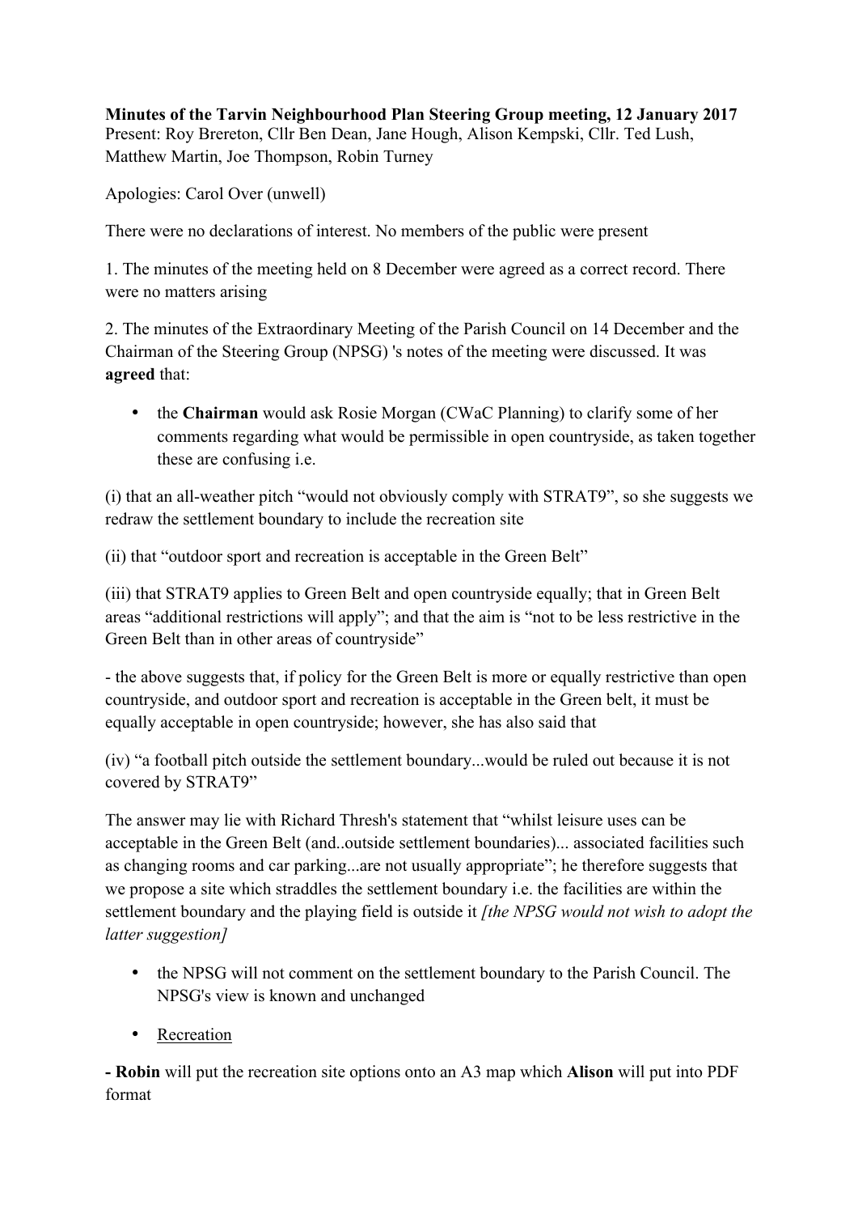**Minutes of the Tarvin Neighbourhood Plan Steering Group meeting, 12 January 2017**

Present: Roy Brereton, Cllr Ben Dean, Jane Hough, Alison Kempski, Cllr. Ted Lush, Matthew Martin, Joe Thompson, Robin Turney

Apologies: Carol Over (unwell)

There were no declarations of interest. No members of the public were present

1. The minutes of the meeting held on 8 December were agreed as a correct record. There were no matters arising

2. The minutes of the Extraordinary Meeting of the Parish Council on 14 December and the Chairman of the Steering Group (NPSG) 's notes of the meeting were discussed. It was **agreed** that:

- the **Chairman** would ask Rosie Morgan (CWaC Planning) to clarify some of her comments regarding what would be permissible in open countryside, as taken together these are confusing i.e.

(i) that an all-weather pitch "would not obviously comply with STRAT9", so she suggests we redraw the settlement boundary to include the recreation site

(ii) that "outdoor sport and recreation is acceptable in the Green Belt"

(iii) that STRAT9 applies to Green Belt and open countryside equally; that in Green Belt areas "additional restrictions will apply"; and that the aim is "not to be less restrictive in the Green Belt than in other areas of countryside"

- the above suggests that, if policy for the Green Belt is more or equally restrictive than open countryside, and outdoor sport and recreation is acceptable in the Green belt, it must be equally acceptable in open countryside; however, she has also said that

(iv) "a football pitch outside the settlement boundary...would be ruled out because it is not covered by STRAT9"

The answer may lie with Richard Thresh's statement that "whilst leisure uses can be acceptable in the Green Belt (and..outside settlement boundaries)... associated facilities such as changing rooms and car parking...are not usually appropriate"; he therefore suggests that we propose a site which straddles the settlement boundary i.e. the facilities are within the settlement boundary and the playing field is outside it *[the NPSG would not wish to adopt the latter suggestion]*

- the NPSG will not comment on the settlement boundary to the Parish Council. The NPSG's view is known and unchanged

- Recreation

**- Robin** will put the recreation site options onto an A3 map which **Alison** will put into PDF format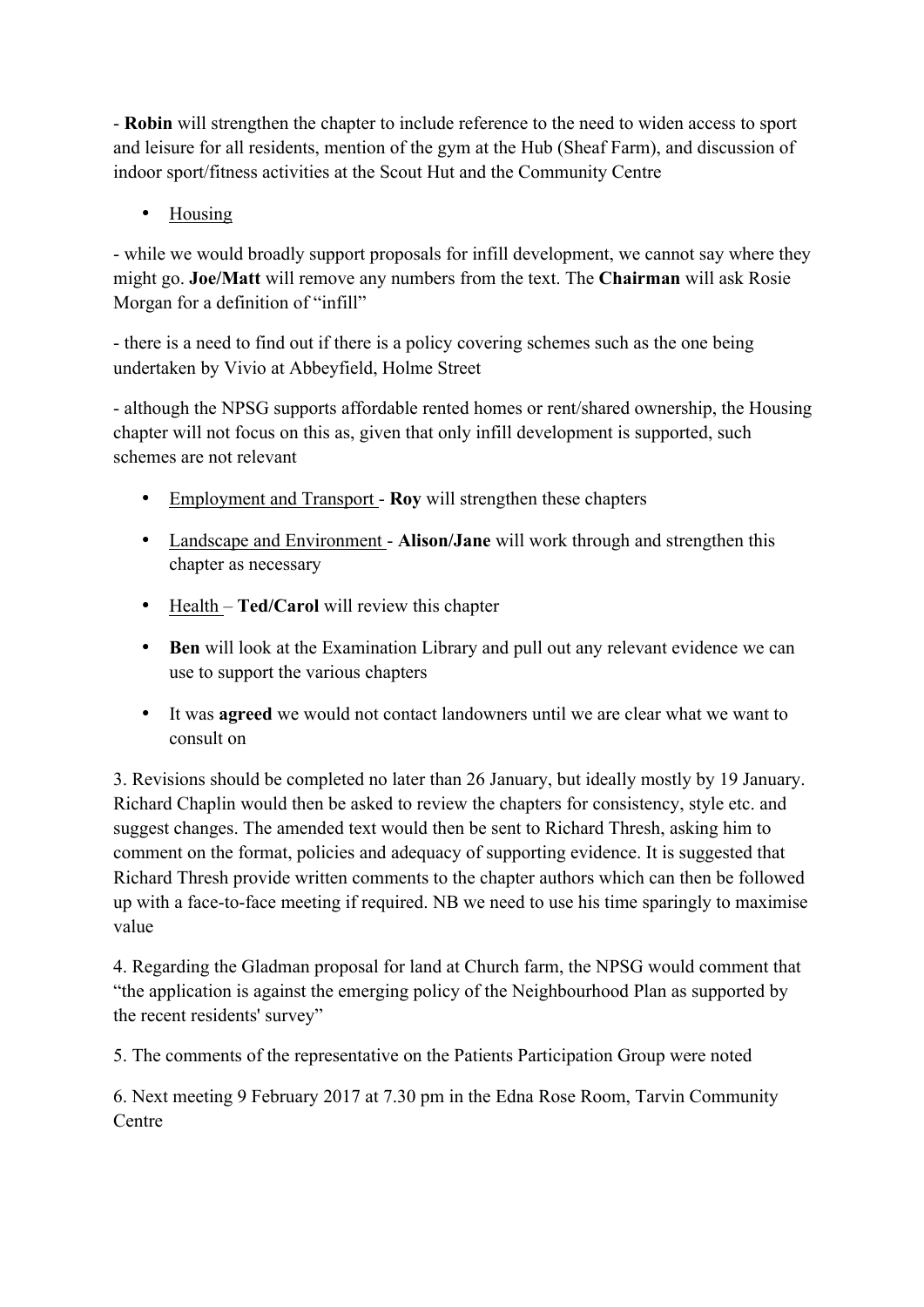- **Robin** will strengthen the chapter to include reference to the need to widen access to sport and leisure for all residents, mention of the gym at the Hub (Sheaf Farm), and discussion of indoor sport/fitness activities at the Scout Hut and the Community Centre

- Housing

- while we would broadly support proposals for infill development, we cannot say where they might go. **Joe/Matt** will remove any numbers from the text. The **Chairman** will ask Rosie Morgan for a definition of "infill"

- there is a need to find out if there is a policy covering schemes such as the one being undertaken by Vivio at Abbeyfield, Holme Street

- although the NPSG supports affordable rented homes or rent/shared ownership, the Housing chapter will not focus on this as, given that only infill development is supported, such schemes are not relevant

- Employment and Transport - **Roy** will strengthen these chapters
- Landscape and Environment - **Alison/Jane** will work through and strengthen this chapter as necessary
- Health – **Ted/Carol** will review this chapter
- **Ben** will look at the Examination Library and pull out any relevant evidence we can use to support the various chapters
- It was **agreed** we would not contact landowners until we are clear what we want to consult on

3. Revisions should be completed no later than 26 January, but ideally mostly by 19 January. Richard Chaplin would then be asked to review the chapters for consistency, style etc. and suggest changes. The amended text would then be sent to Richard Thresh, asking him to comment on the format, policies and adequacy of supporting evidence. It is suggested that Richard Thresh provide written comments to the chapter authors which can then be followed up with a face-to-face meeting if required. NB we need to use his time sparingly to maximise value

4. Regarding the Gladman proposal for land at Church farm, the NPSG would comment that "the application is against the emerging policy of the Neighbourhood Plan as supported by the recent residents' survey"

5. The comments of the representative on the Patients Participation Group were noted

6. Next meeting 9 February 2017 at 7.30 pm in the Edna Rose Room, Tarvin Community Centre